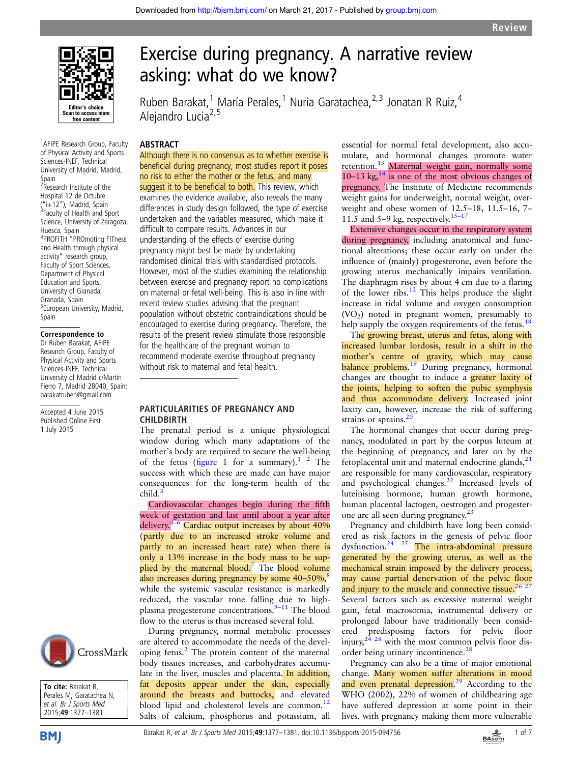# Exercise during pregnancy. A narrative review asking: what do we know?

Ruben Barakat,[1] María Perales,[1] Nuria Garatachea,[2,3] Jonatan R Ruiz,[4] Alejandro Lucia[2,5]

[1]AFIPE Research Group, Faculty of Physical Activity and Sports Sciences-INEF, Technical University of Madrid, Madrid, Spain
[2]Research Institute of the Hospital 12 de Octubre ("i+12"), Madrid, Spain
[3]Faculty of Health and Sport Science, University of Zaragoza, Huesca, Spain
[4]PROFITH "PROmoting FITness and Health through physical activity" research group, Faculty of Sport Sciences, Department of Physical Education and Sports, University of Granada, Granada, Spain
[5]European University, Madrid, Spain

**Correspondence to**
Dr Ruben Barakat, AFIPE Research Group, Faculty of Physical Activity and Sports Sciences-INEF, Technical University of Madrid c/Martin Fierro 7, Madrid 28040, Spain; barakatruben@gmail.com

Accepted 4 June 2015
Published Online First 1 July 2015

**To cite:** Barakat R, Perales M, Garatachea N, et al. Br J Sports Med 2015;49:1377–1381.

## ABSTRACT

Although there is no consensus as to whether exercise is beneficial during pregnancy, most studies report it poses no risk to either the mother or the fetus, and many suggest it to be beneficial to both. This review, which examines the evidence available, also reveals the many differences in study design followed, the type of exercise undertaken and the variables measured, which make it difficult to compare results. Advances in our understanding of the effects of exercise during pregnancy might best be made by undertaking randomised clinical trials with standardised protocols. However, most of the studies examining the relationship between exercise and pregnancy report no complications on maternal or fetal well-being. This is also in line with recent review studies advising that the pregnant population without obstetric contraindications should be encouraged to exercise during pregnancy. Therefore, the results of the present review stimulate those responsible for the healthcare of the pregnant woman to recommend moderate exercise throughout pregnancy without risk to maternal and fetal health.

## PARTICULARITIES OF PREGNANCY AND CHILDBIRTH

The prenatal period is a unique physiological window during which many adaptations of the mother's body are required to secure the well-being of the fetus (figure 1 for a summary).[1 2] The success with which these are made can have major consequences for the long-term health of the child.[3]

Cardiovascular changes begin during the fifth week of gestation and last until about a year after delivery.[4–6] Cardiac output increases by about 40% (partly due to an increased stroke volume and partly to an increased heart rate) when there is only a 13% increase in the body mass to be supplied by the maternal blood.[7] The blood volume also increases during pregnancy by some 40–50%,[8] while the systemic vascular resistance is markedly reduced, the vascular tone falling due to high-plasma progesterone concentrations.[9–11] The blood flow to the uterus is thus increased several fold.

During pregnancy, normal metabolic processes are altered to accommodate the needs of the developing fetus.[2] The protein content of the maternal body tissues increases, and carbohydrates accumulate in the liver, muscles and placenta. In addition, fat deposits appear under the skin, especially around the breasts and buttocks, and elevated blood lipid and cholesterol levels are common.[12] Salts of calcium, phosphorus and potassium, all essential for normal fetal development, also accumulate, and hormonal changes promote water retention.[13] Maternal weight gain, normally some 10–13 kg,[14] is one of the most obvious changes of pregnancy. The Institute of Medicine recommends weight gains for underweight, normal weight, overweight and obese women of 12.5–18, 11.5–16, 7–11.5 and 5–9 kg, respectively.[15–17]

Extensive changes occur in the respiratory system during pregnancy, including anatomical and functional alterations; these occur early on under the influence of (mainly) progesterone, even before the growing uterus mechanically impairs ventilation. The diaphragm rises by about 4 cm due to a flaring of the lower ribs.[12] This helps produce the slight increase in tidal volume and oxygen consumption ($VO_2$) noted in pregnant women, presumably to help supply the oxygen requirements of the fetus.[18]

The growing breast, uterus and fetus, along with increased lumbar lordosis, result in a shift in the mother's centre of gravity, which may cause balance problems.[19] During pregnancy, hormonal changes are thought to induce a greater laxity of the joints, helping to soften the pubic symphysis and thus accommodate delivery. Increased joint laxity can, however, increase the risk of suffering strains or sprains.[20]

The hormonal changes that occur during pregnancy, modulated in part by the corpus luteum at the beginning of pregnancy, and later on by the fetoplacental unit and maternal endocrine glands,[21] are responsible for many cardiovascular, respiratory and psychological changes.[22] Increased levels of luteinising hormone, human growth hormone, human placental lactogen, oestrogen and progesterone are all seen during pregnancy.[23]

Pregnancy and childbirth have long been considered as risk factors in the genesis of pelvic floor dysfunction.[24 25] The intra-abdominal pressure generated by the growing uterus, as well as the mechanical strain imposed by the delivery process, may cause partial denervation of the pelvic floor and injury to the muscle and connective tissue.[26 27] Several factors such as excessive maternal weight gain, fetal macrosomia, instrumental delivery or prolonged labour have traditionally been considered predisposing factors for pelvic floor injury,[24 28] with the most common pelvis floor disorder being urinary incontinence.[28]

Pregnancy can also be a time of major emotional change. Many women suffer alterations in mood and even prenatal depression.[29] According to the WHO (2002), 22% of women of childbearing age have suffered depression at some point in their lives, with pregnancy making them more vulnerable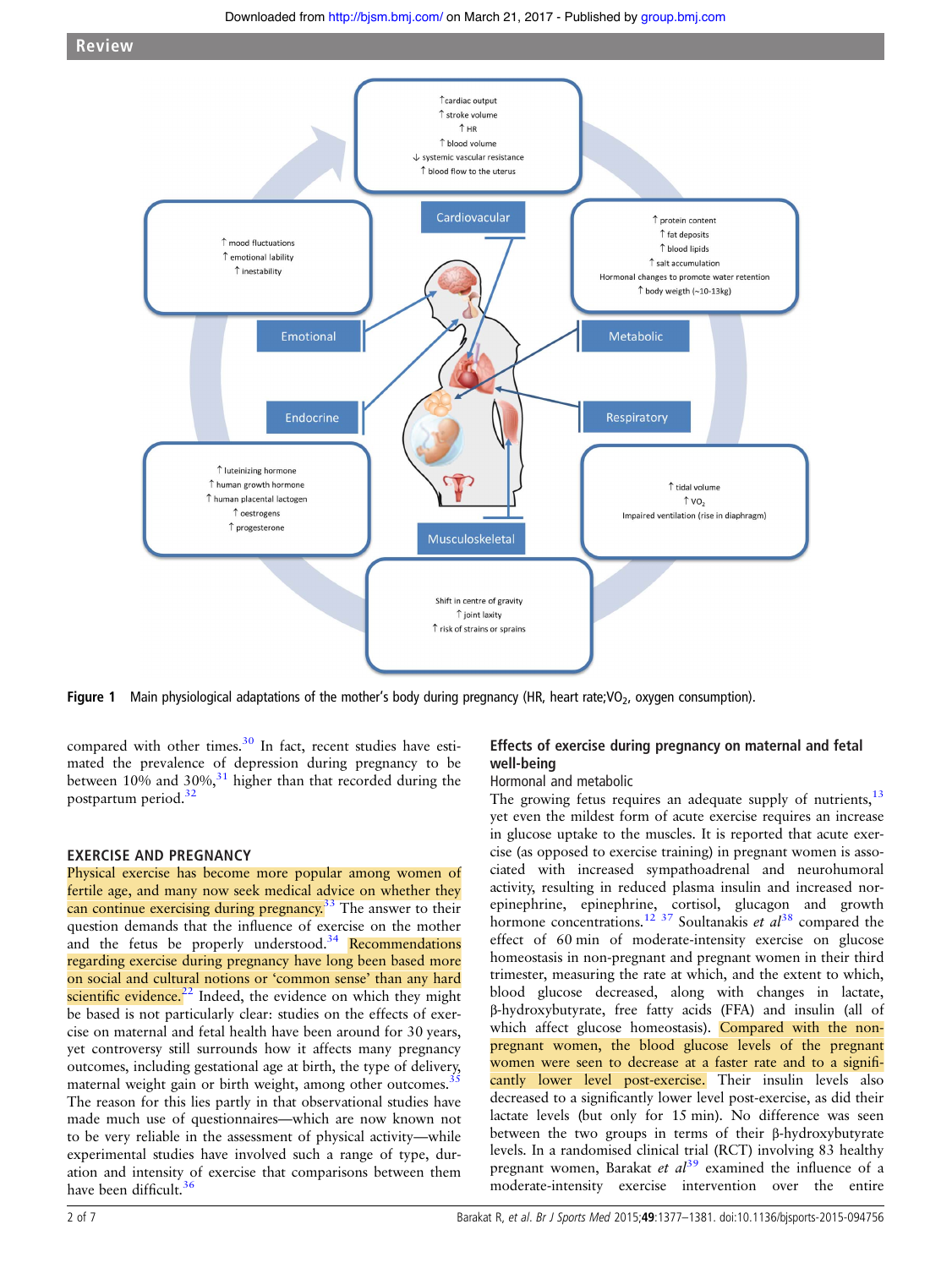Figure 1 Main physiological adaptations of the mother's body during pregnancy (HR, heart rate; $VO_2$, oxygen consumption).

compared with other times.[30] In fact, recent studies have estimated the prevalence of depression during pregnancy to be between 10% and 30%,[31] higher than that recorded during the postpartum period.[32]

## EXERCISE AND PREGNANCY

Physical exercise has become more popular among women of fertile age, and many now seek medical advice on whether they can continue exercising during pregnancy.[33] The answer to their question demands that the influence of exercise on the mother and the fetus be properly understood.[34] Recommendations regarding exercise during pregnancy have long been based more on social and cultural notions or 'common sense' than any hard scientific evidence.[22] Indeed, the evidence on which they might be based is not particularly clear: studies on the effects of exercise on maternal and fetal health have been around for 30 years, yet controversy still surrounds how it affects many pregnancy outcomes, including gestational age at birth, the type of delivery, maternal weight gain or birth weight, among other outcomes.[35] The reason for this lies partly in that observational studies have made much use of questionnaires—which are now known not to be very reliable in the assessment of physical activity—while experimental studies have involved such a range of type, duration and intensity of exercise that comparisons between them have been difficult.[36]

### Effects of exercise during pregnancy on maternal and fetal well-being

#### Hormonal and metabolic

The growing fetus requires an adequate supply of nutrients,[13] yet even the mildest form of acute exercise requires an increase in glucose uptake to the muscles. It is suggested that acute exercise (as opposed to exercise training) in pregnant women is associated with increased sympathoadrenal and neurohumoral activity, resulting in reduced plasma insulin and increased norepinephrine, epinephrine, cortisol, glucagon and growth hormone concentrations.[12 37] Soultanakis *et al*[38] compared the effect of 60 min of moderate-intensity exercise on glucose homeostasis in non-pregnant and pregnant women in their third trimester, measuring the rate at which, and the extent to which, blood glucose decreased, along with changes in lactate, β-hydroxybutyrate, free fatty acids (FFA) and insulin (all of which affect glucose homeostasis). Compared with the non-pregnant women, the blood glucose levels of the pregnant women were seen to decrease at a faster rate and to a significantly lower level post-exercise. Their insulin levels also decreased to a significantly lower level post-exercise, as did their lactate levels (but only for 15 min). No difference was seen between the two groups in terms of their β-hydroxybutyrate levels. In a randomised clinical trial (RCT) involving 83 healthy pregnant women, Barakat *et al*[39] examined the influence of a moderate-intensity exercise intervention over the entire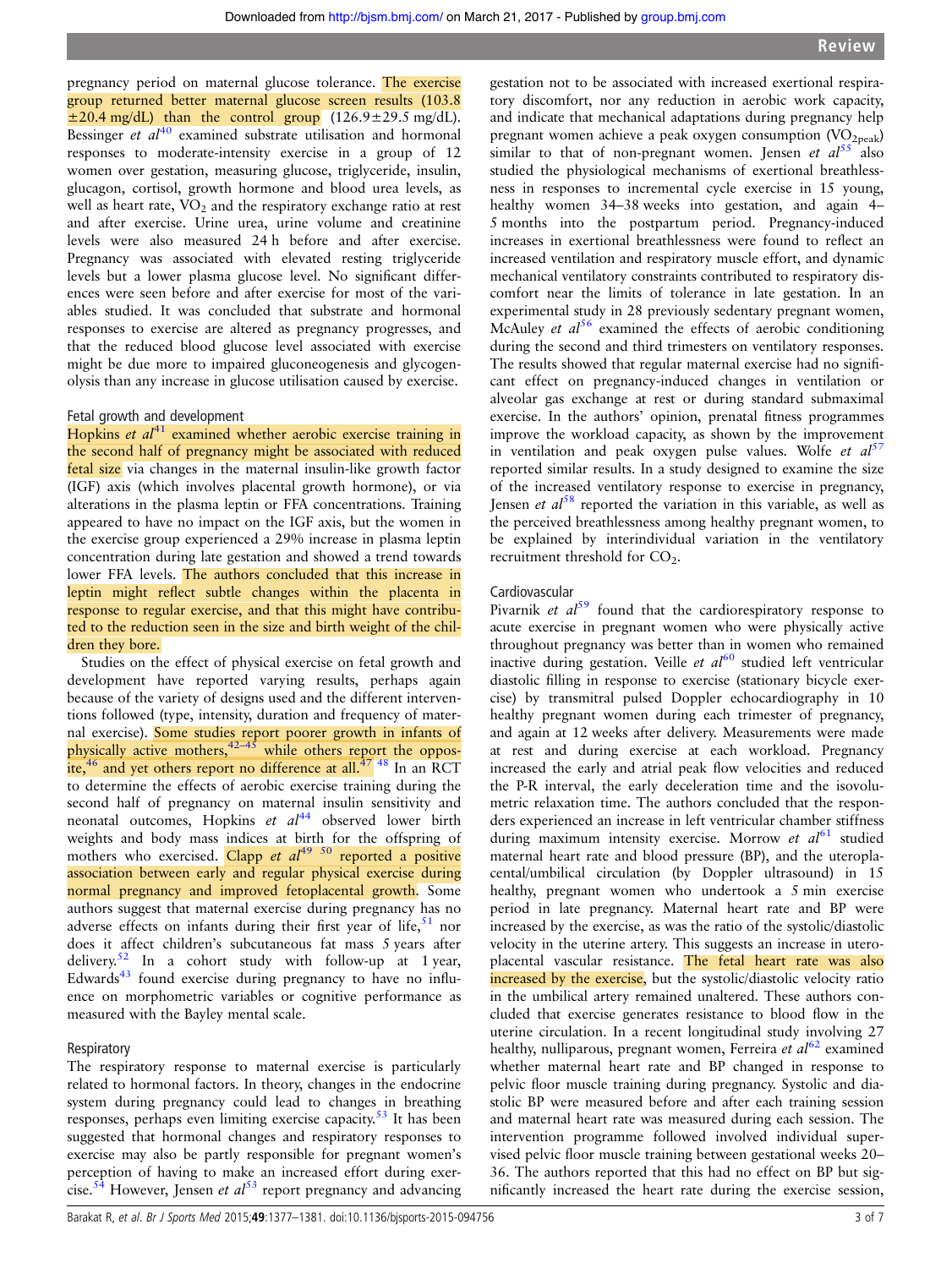pregnancy period on maternal glucose tolerance. The exercise group returned better maternal glucose screen results (103.8 ±20.4 mg/dL) than the control group (126.9±29.5 mg/dL). Bessinger *et al*[40] examined substrate utilisation and hormonal responses to moderate-intensity exercise in a group of 12 women over gestation, measuring glucose, triglyceride, insulin, glucagon, cortisol, growth hormone and blood urea levels, as well as heart rate, $VO_2$ and the respiratory exchange ratio at rest and after exercise. Urine urea, urine volume and creatinine levels were also measured 24 h before and after exercise. Pregnancy was associated with elevated resting triglyceride levels but a lower plasma glucose level. No significant differences were seen before and after exercise for most of the variables studied. It was concluded that substrate and hormonal responses to exercise are altered as pregnancy progresses, and that the reduced blood glucose level associated with exercise might be due more to impaired gluconeogenesis and glycogenolysis than any increase in glucose utilisation caused by exercise.

### Fetal growth and development

Hopkins *et al*[41] examined whether aerobic exercise training in the second half of pregnancy might be associated with reduced fetal size via changes in the maternal insulin-like growth factor (IGF) axis (which involves placental growth hormone), or via alterations in the plasma leptin or FFA concentrations. Training appeared to have no impact on the IGF axis, but the women in the exercise group experienced a 29% increase in plasma leptin concentration during late gestation and showed a trend towards lower FFA levels. The authors concluded that this increase in leptin might reflect subtle changes within the placenta in response to regular exercise, and that this might have contributed to the reduction seen in the size and birth weight of the children they bore.

Studies on the effect of physical exercise on fetal growth and development have reported varying results, perhaps again because of the variety of designs used and the different interventions followed (type, intensity, duration and frequency of maternal exercise). Some studies report poorer growth in infants of physically active mothers,[42–45] while others report the opposite,[46] and yet others report no difference at all.[47 48] In an RCT to determine the effects of aerobic exercise training during the second half of pregnancy on maternal insulin sensitivity and neonatal outcomes, Hopkins *et al*[44] observed lower birth weights and body mass indices at birth for the offspring of mothers who exercised. Clapp *et al*[49 50] reported a positive association between early and regular physical exercise during normal pregnancy and improved fetoplacental growth. Some authors suggest that maternal exercise during pregnancy has no adverse effects on infants during their first year of life,[51] nor does it affect children's subcutaneous fat mass 5 years after delivery.[52] In a cohort study with follow-up at 1 year, Edwards[43] found exercise during pregnancy to have no influence on morphometric variables or cognitive performance as measured with the Bayley mental scale.

### Respiratory

The respiratory response to maternal exercise is particularly related to hormonal factors. In theory, changes in the endocrine system during pregnancy could lead to changes in breathing responses, perhaps even limiting exercise capacity.[53] It has been suggested that hormonal changes and respiratory responses to exercise may also be partly responsible for pregnant women's perception of having to make an increased effort during exercise.[54] However, Jensen *et al*[53] report pregnancy and advancing gestation not to be associated with increased exertional respiratory discomfort, nor any reduction in aerobic work capacity, and indicate that mechanical adaptations during pregnancy help pregnant women achieve a peak oxygen consumption ($VO_{2peak}$) similar to that of non-pregnant women. Jensen *et al*[55] also studied the physiological mechanisms of exertional breathlessness in responses to incremental cycle exercise in 15 young, healthy women 34–38 weeks into gestation, and again 4–5 months into the postpartum period. Pregnancy-induced increases in exertional breathlessness were found to reflect an increased ventilation and respiratory muscle effort, and dynamic mechanical ventilatory constraints contributed to respiratory discomfort near the limits of tolerance in late gestation. In an experimental study in 28 previously sedentary pregnant women, McAuley *et al*[56] examined the effects of aerobic conditioning during the second and third trimesters on ventilatory responses. The results showed that regular maternal exercise had no significant effect on pregnancy-induced changes in ventilation or alveolar gas exchange at rest or during standard submaximal exercise. In the authors' opinion, prenatal fitness programmes improve the workload capacity, as shown by the improvement in ventilation and peak oxygen pulse values. Wolfe *et al*[57] reported similar results. In a study designed to examine the size of the increased ventilatory response to exercise in pregnancy, Jensen *et al*[58] reported the variation in this variable, as well as the perceived breathlessness among healthy pregnant women, to be explained by interindividual variation in the ventilatory recruitment threshold for $CO_2$.

### Cardiovascular

Pivarnik *et al*[59] found that the cardiorespiratory response to acute exercise in pregnant women who were physically active throughout pregnancy was better than in women who remained inactive during gestation. Veille *et al*[60] studied left ventricular diastolic filling in response to exercise (stationary bicycle exercise) by transmitral pulsed Doppler echocardiography in 10 healthy pregnant women during each trimester of pregnancy, and again at 12 weeks after delivery. Measurements were made at rest and during exercise at each workload. Pregnancy increased the early and atrial peak flow velocities and reduced the P-R interval, the early deceleration time and the isovolumetric relaxation time. The authors concluded that the responders experienced an increase in left ventricular chamber stiffness during maximum intensity exercise. Morrow *et al*[61] studied maternal heart rate and blood pressure (BP), and the uteroplacental/umbilical circulation (by Doppler ultrasound) in 15 healthy, pregnant women who undertook a 5 min exercise period in late pregnancy. Maternal heart rate and BP were increased by the exercise, as was the ratio of the systolic/diastolic velocity in the uterine artery. This suggests an increase in uteroplacental vascular resistance. The fetal heart rate was also increased by the exercise, but the systolic/diastolic velocity ratio in the umbilical artery remained unaltered. These authors concluded that exercise generates resistance to blood flow in the uterine circulation. In a recent longitudinal study involving 27 healthy, nulliparous, pregnant women, Ferreira *et al*[62] examined whether maternal heart rate and BP changed in response to pelvic floor muscle training during pregnancy. Systolic and diastolic BP were measured before and after each training session and maternal heart rate was measured during each session. The intervention programme followed involved individual supervised pelvic floor muscle training between gestational weeks 20–36. The authors reported that this had no effect on BP but significantly increased the heart rate during the exercise session,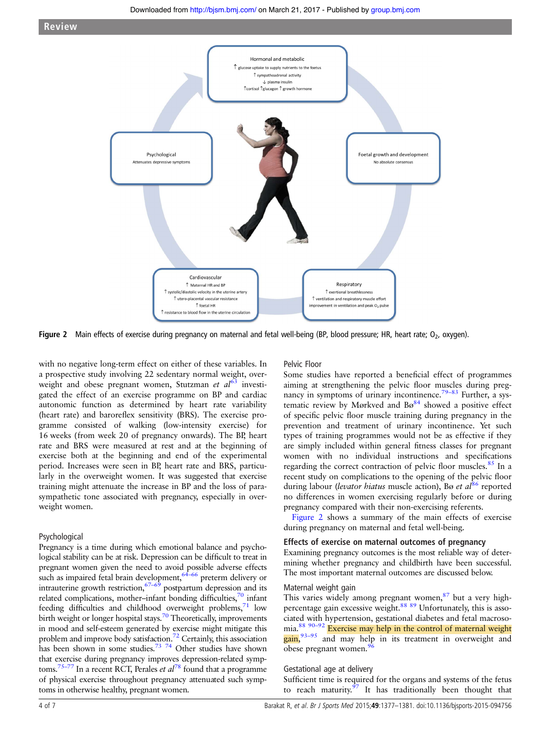Hormonal and metabolic

↑ glucose uptake to supply nutrients to the foetus

↑ sympathoadrenal activity

↓ plasma insulin

↑cortisol ↑glucagon ↑ growth hormone

Foetal growth and development

No absolute consensus

Respiratory

↑ exertional breathlessness

↑ ventilation and respiratory muscle effort

improvement in ventilation and peak $O_2$ pulse

Cardiovascular

↑ Maternal HR and BP

↑ systolic/diastolic velocity in the uterine artery

↑ utero-placental vascular resistance

↑ foetal HR

↑ resistance to blood flow in the uterine circulation

Psychological

Attenuates depressive symptoms

**Figure 2** Main effects of exercise during pregnancy on maternal and fetal well-being (BP, blood pressure; HR, heart rate; $O_2$, oxygen).

with no negative long-term effect on either of these variables. In a prospective study involving 22 sedentary normal weight, overweight and obese pregnant women, Stutzman *et al*[63] investigated the effect of an exercise programme on BP and cardiac autonomic function as determined by heart rate variability (heart rate) and baroreflex sensitivity (BRS). The exercise programme consisted of walking (low-intensity exercise) for 16 weeks (from week 20 of pregnancy onwards). The BP, heart rate and BRS were measured at rest and at the beginning of exercise both at the beginning and end of the experimental period. Increases were seen in BP, heart rate and BRS, particularly in the overweight women. It was suggested that exercise training might attenuate the increase in BP and the loss of parasympathetic tone associated with pregnancy, especially in overweight women.

### Psychological

Pregnancy is a time during which emotional balance and psychological stability can be at risk. Depression can be difficult to treat in pregnant women given the need to avoid possible adverse effects such as impaired fetal brain development,[64–66] preterm delivery or intrauterine growth restriction,[67–69] postpartum depression and its related complications, mother–infant bonding difficulties,[70] infant feeding difficulties and childhood overweight problems,[71] low birth weight or longer hospital stays.[70] Theoretically, improvements in mood and self-esteem generated by exercise might mitigate this problem and improve body satisfaction.[72] Certainly, this association has been shown in some studies.[73 74] Other studies have shown that exercise during pregnancy improves depression-related symptoms.[75–77] In a recent RCT, Perales *et al*[78] found that a programme of physical exercise throughout pregnancy attenuated such symptoms in otherwise healthy, pregnant women.

### Pelvic Floor

Some studies have reported a beneficial effect of programmes aiming at strengthening the pelvic floor muscles during pregnancy in symptoms of urinary incontinence.[79–83] Further, a systematic review by Mørkved and Bø[84] showed a positive effect of specific pelvic floor muscle training during pregnancy in the prevention and treatment of urinary incontinence. Yet such types of training programmes would not be as effective if they are simply included within general fitness classes for pregnant women with no individual instructions and specifications regarding the correct contraction of pelvic floor muscles.[85] In a recent study on complications to the opening of the pelvic floor during labour (*levator hiatus* muscle action), Bø *et al*[86] reported no differences in women exercising regularly before or during pregnancy compared with their non-exercising referents.

Figure 2 shows a summary of the main effects of exercise during pregnancy on maternal and fetal well-being.

## Effects of exercise on maternal outcomes of pregnancy

Examining pregnancy outcomes is the most reliable way of determining whether pregnancy and childbirth have been successful. The most important maternal outcomes are discussed below.

### Maternal weight gain

This varies widely among pregnant women,[87] but a very high-percentage gain excessive weight.[88 89] Unfortunately, this is associated with hypertension, gestational diabetes and fetal macrosomia.[88 90–92] Exercise may help in the control of maternal weight gain,[93–95] and may help in its treatment in overweight and obese pregnant women.[96]

### Gestational age at delivery

Sufficient time is required for the organs and systems of the fetus to reach maturity.[97] It has traditionally been thought that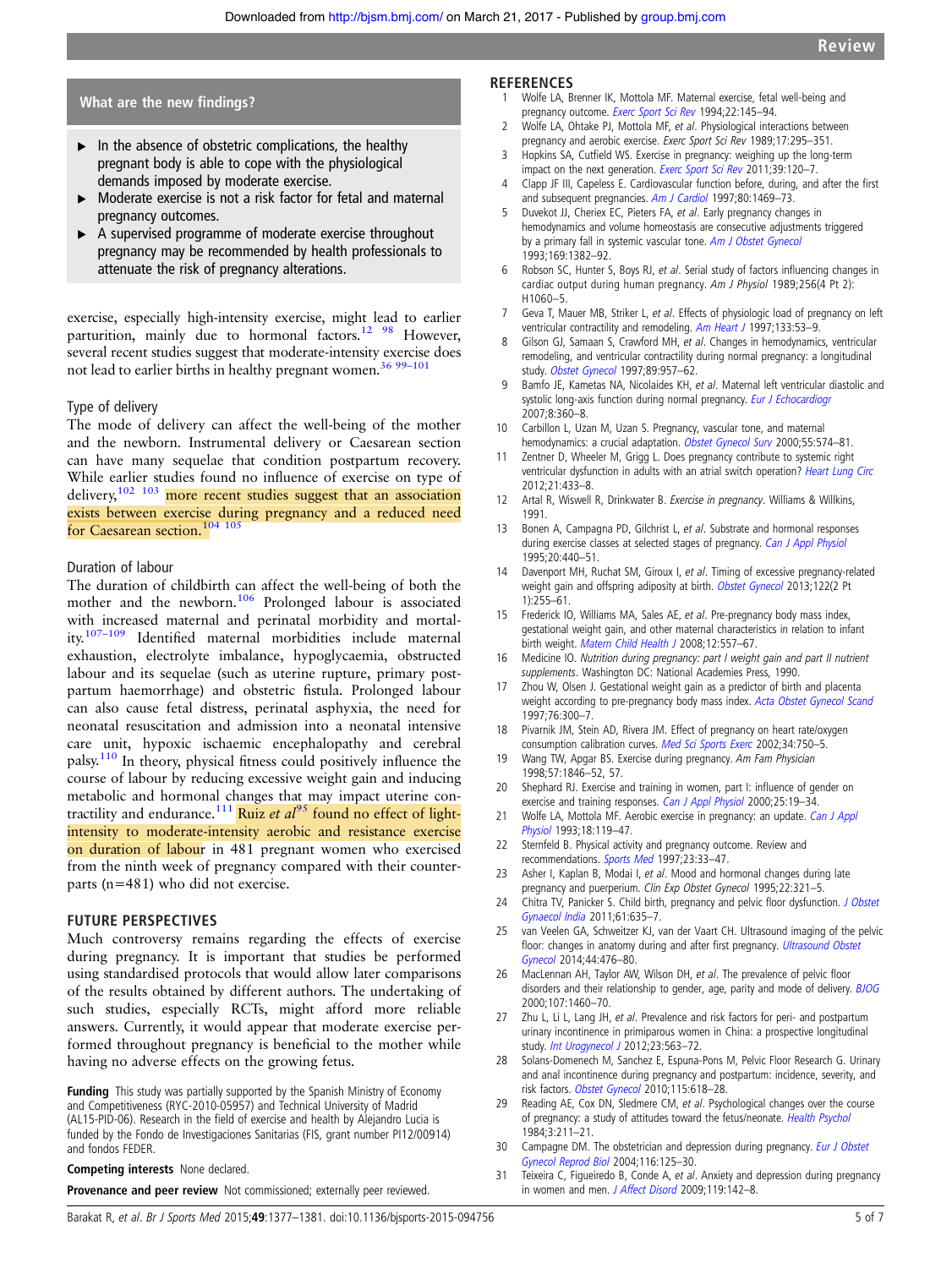## What are the new findings?

- In the absence of obstetric complications, the healthy pregnant body is able to cope with the physiological demands imposed by moderate exercise.
- Moderate exercise is not a risk factor for fetal and maternal pregnancy outcomes.
- A supervised programme of moderate exercise throughout pregnancy may be recommended by health professionals to attenuate the risk of pregnancy alterations.

exercise, especially high-intensity exercise, might lead to earlier parturition, mainly due to hormonal factors.[12 98] However, several recent studies suggest that moderate-intensity exercise does not lead to earlier births in healthy pregnant women.[36 99–101]

### Type of delivery

The mode of delivery can affect the well-being of the mother and the newborn. Instrumental delivery or Caesarean section can have many sequelae that condition postpartum recovery. While earlier studies found no influence of exercise on type of delivery,[102 103] more recent studies suggest that an association exists between exercise during pregnancy and a reduced need for Caesarean section.[104 105]

### Duration of labour

The duration of childbirth can affect the well-being of both the mother and the newborn.[106] Prolonged labour is associated with increased maternal and perinatal morbidity and mortality.[107–109] Identified maternal morbidities include maternal exhaustion, electrolyte imbalance, hypoglycaemia, obstructed labour and its sequelae (such as uterine rupture, primary postpartum haemorrhage) and obstetric fistula. Prolonged labour can also cause fetal distress, perinatal asphyxia, the need for neonatal resuscitation and admission into a neonatal intensive care unit, hypoxic ischaemic encephalopathy and cerebral palsy.[110] In theory, physical fitness could positively influence the course of labour by reducing excessive weight gain and inducing metabolic and hormonal changes that may impact uterine contractility and endurance.[111] Ruiz *et al*[95] found no effect of light-intensity to moderate-intensity aerobic and resistance exercise on duration of labour in 481 pregnant women who exercised from the ninth week of pregnancy compared with their counterparts (n=481) who did not exercise.

## FUTURE PERSPECTIVES

Much controversy remains regarding the effects of exercise during pregnancy. It is important that studies be performed using standardised protocols that would allow later comparisons of the results obtained by different authors. The undertaking of such studies, especially RCTs, might afford more reliable answers. Currently, it would appear that moderate exercise performed throughout pregnancy is beneficial to the mother while having no adverse effects on the growing fetus.

**Funding** This study was partially supported by the Spanish Ministry of Economy and Competitiveness (RYC-2010-05957) and Technical University of Madrid (AL15-PID-06). Research in the field of exercise and health by Alejandro Lucia is funded by the Fondo de Investigaciones Sanitarias (FIS, grant number PI12/00914) and fondos FEDER.

**Competing interests** None declared.

**Provenance and peer review** Not commissioned; externally peer reviewed.

## REFERENCES

1. Wolfe LA, Brenner IK, Mottola MF. Maternal exercise, fetal well-being and pregnancy outcome. *Exerc Sport Sci Rev* 1994;22:145–94.
2. Wolfe LA, Ohtake PJ, Mottola MF, *et al*. Physiological interactions between pregnancy and aerobic exercise. *Exerc Sport Sci Rev* 1989;17:295–351.
3. Hopkins SA, Cutfield WS. Exercise in pregnancy: weighing up the long-term impact on the next generation. *Exerc Sport Sci Rev* 2011;39:120–7.
4. Clapp JF III, Capeless E. Cardiovascular function before, during, and after the first and subsequent pregnancies. *Am J Cardiol* 1997;80:1469–73.
5. Duvekot JJ, Cheriex EC, Pieters FA, *et al*. Early pregnancy changes in hemodynamics and volume homeostasis are consecutive adjustments triggered by a primary fall in systemic vascular tone. *Am J Obstet Gynecol* 1993;169:1382–92.
6. Robson SC, Hunter S, Boys RJ, *et al*. Serial study of factors influencing changes in cardiac output during human pregnancy. *Am J Physiol* 1989;256(4 Pt 2): H1060–5.
7. Geva T, Mauer MB, Striker L, *et al*. Effects of physiologic load of pregnancy on left ventricular contractility and remodeling. *Am Heart J* 1997;133:53–9.
8. Gilson GJ, Samaan S, Crawford MH, *et al*. Changes in hemodynamics, ventricular remodeling, and ventricular contractility during normal pregnancy: a longitudinal study. *Obstet Gynecol* 1997;89:957–62.
9. Bamfo JE, Kametas NA, Nicolaides KH, *et al*. Maternal left ventricular diastolic and systolic long-axis function during normal pregnancy. *Eur J Echocardiogr* 2007;8:360–8.
10. Carbillon L, Uzan M, Uzan S. Pregnancy, vascular tone, and maternal hemodynamics: a crucial adaptation. *Obstet Gynecol Surv* 2000;55:574–81.
11. Zentner D, Wheeler M, Grigg L. Does pregnancy contribute to systemic right ventricular dysfunction in adults with an atrial switch operation? *Heart Lung Circ* 2012;21:433–8.
12. Artal R, Wiswell R, Drinkwater B. *Exercise in pregnancy*. Williams & Wilkins, 1991.
13. Bonen A, Campagna PD, Gilchrist L, *et al*. Substrate and hormonal responses during exercise classes at selected stages of pregnancy. *Can J Appl Physiol* 1995;20:440–51.
14. Davenport MH, Ruchat SM, Giroux I, *et al*. Timing of excessive pregnancy-related weight gain and offspring adiposity at birth. *Obstet Gynecol* 2013;122(2 Pt 1):255–61.
15. Frederick IO, Williams MA, Sales AE, *et al*. Pre-pregnancy body mass index, gestational weight gain, and other maternal characteristics in relation to infant birth weight. *Matern Child Health J* 2008;12:557–67.
16. Medicine IO. *Nutrition during pregnancy: part I weight gain and part II nutrient supplements*. Washington DC: National Academies Press, 1990.
17. Zhou W, Olsen J. Gestational weight gain as a predictor of birth and placenta weight according to pre-pregnancy body mass index. *Acta Obstet Gynecol Scand* 1997;76:300–7.
18. Pivarnik JM, Stein AD, Rivera JM. Effect of pregnancy on heart rate/oxygen consumption calibration curves. *Med Sci Sports Exerc* 2002;34:750–5.
19. Wang TW, Apgar BS. Exercise during pregnancy. *Am Fam Physician* 1998;57:1846–52, 57.
20. Shephard RJ. Exercise and training in women, part I: influence of gender on exercise and training responses. *Can J Appl Physiol* 2000;25:19–34.
21. Wolfe LA, Mottola MF. Aerobic exercise in pregnancy: an update. *Can J Appl Physiol* 1993;18:119–47.
22. Sternfeld B. Physical activity and pregnancy outcome. Review and recommendations. *Sports Med* 1997;23:33–47.
23. Asher I, Kaplan B, Modai I, *et al*. Mood and hormonal changes during late pregnancy and puerperium. *Clin Exp Obstet Gynecol* 1995;22:321–5.
24. Chitra TV, Panicker S. Child birth, pregnancy and pelvic floor dysfunction. *J Obstet Gynaecol India* 2011;61:635–7.
25. van Veelen GA, Schweitzer KJ, van der Vaart CH. Ultrasound imaging of the pelvic floor: changes in anatomy during and after first pregnancy. *Ultrasound Obstet Gynecol* 2014;44:476–80.
26. MacLennan AH, Taylor AW, Wilson DH, *et al*. The prevalence of pelvic floor disorders and their relationship to gender, age, parity and mode of delivery. *BJOG* 2000;107:1460–70.
27. Zhu L, Li L, Lang JH, *et al*. Prevalence and risk factors for peri- and postpartum urinary incontinence in primiparous women in China: a prospective longitudinal study. *Int Urogynecol J* 2012;23:563–72.
28. Solans-Domenech M, Sanchez E, Espuna-Pons M, Pelvic Floor Research G. Urinary and anal incontinence during pregnancy and postpartum: incidence, severity, and risk factors. *Obstet Gynecol* 2010;115:618–28.
29. Reading AE, Cox DN, Sledmere CM, *et al*. Psychological changes over the course of pregnancy: a study of attitudes toward the fetus/neonate. *Health Psychol* 1984;3:211–21.
30. Campagne DM. The obstetrician and depression during pregnancy. *Eur J Obstet Gynecol Reprod Biol* 2004;116:125–30.
31. Teixeira C, Figueiredo B, Conde A, *et al*. Anxiety and depression during pregnancy in women and men. *J Affect Disord* 2009;119:142–8.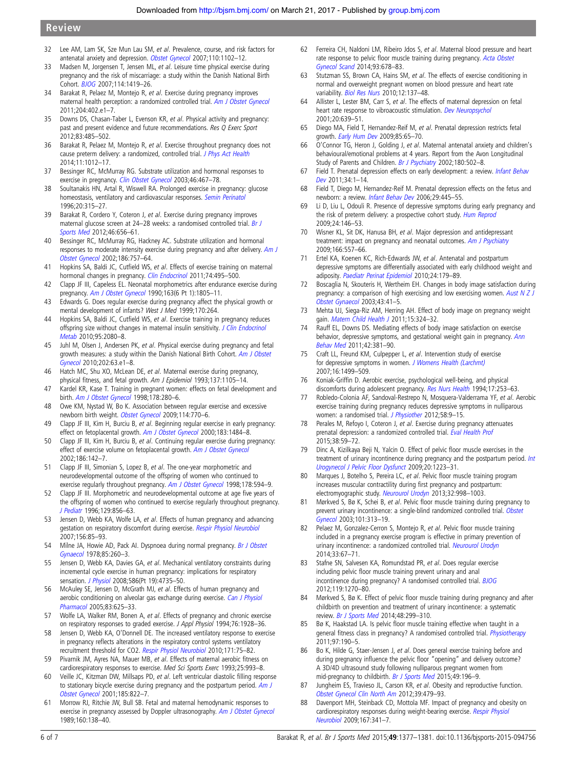32 Lee AM, Lam SK, Sze Mun Lau SM, *et al*. Prevalence, course, and risk factors for antenatal anxiety and depression. *Obstet Gynecol* 2007;110:1102–12.

33 Madsen M, Jorgensen T, Jensen ML, *et al*. Leisure time physical exercise during pregnancy and the risk of miscarriage: a study within the Danish National Birth Cohort. *BJOG* 2007;114:1419–26.

34 Barakat R, Pelaez M, Montejo R, *et al*. Exercise during pregnancy improves maternal health perception: a randomized controlled trial. *Am J Obstet Gynecol* 2011;204:402.e1–7.

35 Downs DS, Chasan-Taber L, Evenson KR, *et al*. Physical activity and pregnancy: past and present evidence and future recommendations. *Res Q Exerc Sport* 2012;83:485–502.

36 Barakat R, Pelaez M, Montejo R, *et al*. Exercise throughout pregnancy does not cause preterm delivery: a randomized, controlled trial. *J Phys Act Health* 2014;11:1012–17.

37 Bessinger RC, McMurray RG. Substrate utilization and hormonal responses to exercise in pregnancy. *Clin Obstet Gynecol* 2003;46:467–78.

38 Soultanakis HN, Artal R, Wiswell RA. Prolonged exercise in pregnancy: glucose homeostasis, ventilatory and cardiovascular responses. *Semin Perinatol* 1996;20:315–27.

39 Barakat R, Cordero Y, Coteron J, *et al*. Exercise during pregnancy improves maternal glucose screen at 24–28 weeks: a randomised controlled trial. *Br J Sports Med* 2012;46:656–61.

40 Bessinger RC, McMurray RG, Hackney AC. Substrate utilization and hormonal responses to moderate intensity exercise during pregnancy and after delivery. *Am J Obstet Gynecol* 2002;186:757–64.

41 Hopkins SA, Baldi JC, Cutfield WS, *et al*. Effects of exercise training on maternal hormonal changes in pregnancy. *Clin Endocrinol* 2011;74:495–500.

42 Clapp JF III, Capeless EL. Neonatal morphometrics after endurance exercise during pregnancy. *Am J Obstet Gynecol* 1990;163(6 Pt 1):1805–11.

43 Edwards G. Does regular exercise during pregnancy affect the physical growth or mental development of infants? *West J Med* 1999;170:264.

44 Hopkins SA, Baldi JC, Cutfield WS, *et al*. Exercise training in pregnancy reduces offspring size without changes in maternal insulin sensitivity. *J Clin Endocrinol Metab* 2010;95:2080–8.

45 Juhl M, Olsen J, Andersen PK, *et al*. Physical exercise during pregnancy and fetal growth measures: a study within the Danish National Birth Cohort. *Am J Obstet Gynecol* 2010;202:63.e1–8.

46 Hatch MC, Shu XO, McLean DE, *et al*. Maternal exercise during pregnancy, physical fitness, and fetal growth. *Am J Epidemiol* 1993;137:1105–14.

47 Kardel KR, Kase T. Training in pregnant women: effects on fetal development and birth. *Am J Obstet Gynecol* 1998;178:280–6.

48 Owe KM, Nystad W, Bo K. Association between regular exercise and excessive newborn birth weight. *Obstet Gynecol* 2009;114:770–6.

49 Clapp JF III, Kim H, Burciu B, *et al*. Beginning regular exercise in early pregnancy: effect on fetoplacental growth. *Am J Obstet Gynecol* 2000;183:1484–8.

50 Clapp JF III, Kim H, Burciu B, *et al*. Continuing regular exercise during pregnancy: effect of exercise volume on fetoplacental growth. *Am J Obstet Gynecol* 2002;186:142–7.

51 Clapp JF III, Simonian S, Lopez B, *et al*. The one-year morphometric and neurodevelopmental outcome of the offspring of women who continued to exercise regularly throughout pregnancy. *Am J Obstet Gynecol* 1998;178:594–9.

52 Clapp JF III. Morphometric and neurodevelopmental outcome at age five years of the offspring of women who continued to exercise regularly throughout pregnancy. *J Pediatr* 1996;129:856–63.

53 Jensen D, Webb KA, Wolfe LA, *et al*. Effects of human pregnancy and advancing gestation on respiratory discomfort during exercise. *Respir Physiol Neurobiol* 2007;156:85–93.

54 Milne JA, Howie AD, Pack AI. Dyspnoea during normal pregnancy. *Br J Obstet Gynaecol* 1978;85:260–3.

55 Jensen D, Webb KA, Davies GA, *et al*. Mechanical ventilatory constraints during incremental cycle exercise in human pregnancy: implications for respiratory sensation. *J Physiol* 2008;586(Pt 19):4735–50.

56 McAuley SE, Jensen D, McGrath MJ, *et al*. Effects of human pregnancy and aerobic conditioning on alveolar gas exchange during exercise. *Can J Physiol Pharmacol* 2005;83:625–33.

57 Wolfe LA, Walker RM, Bonen A, *et al*. Effects of pregnancy and chronic exercise on respiratory responses to graded exercise. *J Appl Physiol* 1994;76:1928–36.

58 Jensen D, Webb KA, O'Donnell DE. The increased ventilatory response to exercise in pregnancy reflects alterations in the respiratory control systems ventilatory recruitment threshold for CO2. *Respir Physiol Neurobiol* 2010;171:75–82.

59 Pivarnik JM, Ayres NA, Mauer MB, *et al*. Effects of maternal aerobic fitness on cardiorespiratory responses to exercise. *Med Sci Sports Exerc* 1993;25:993–8.

60 Veille JC, Kitzman DW, Millsaps PD, *et al*. Left ventricular diastolic filling response to stationary bicycle exercise during pregnancy and the postpartum period. *Am J Obstet Gynecol* 2001;185:822–7.

61 Morrow RJ, Ritchie JW, Bull SB. Fetal and maternal hemodynamic responses to exercise in pregnancy assessed by Doppler ultrasonography. *Am J Obstet Gynecol* 1989;160:138–40.

62 Ferreira CH, Naldoni LM, Ribeiro Jdos S, *et al*. Maternal blood pressure and heart rate response to pelvic floor muscle training during pregnancy. *Acta Obstet Gynecol Scand* 2014;93:678–83.

63 Stutzman SS, Brown CA, Hains SM, *et al*. The effects of exercise conditioning in normal and overweight pregnant women on blood pressure and heart rate variability. *Biol Res Nurs* 2010;12:137–48.

64 Allister L, Lester BM, Carr S, *et al*. The effects of maternal depression on fetal heart rate response to vibroacoustic stimulation. *Dev Neuropsychol* 2001;20:639–51.

65 Diego MA, Field T, Hernandez-Reif M, *et al*. Prenatal depression restricts fetal growth. *Early Hum Dev* 2009;85:65–70.

66 O'Connor TG, Heron J, Golding J, *et al*. Maternal antenatal anxiety and children's behavioural/emotional problems at 4 years. Report from the Avon Longitudinal Study of Parents and Children. *Br J Psychiatry* 2002;180:502–8.

67 Field T. Prenatal depression effects on early development: a review. *Infant Behav Dev* 2011;34:1–14.

68 Field T, Diego M, Hernandez-Reif M. Prenatal depression effects on the fetus and newborn: a review. *Infant Behav Dev* 2006;29:445–55.

69 Li D, Liu L, Odouli R. Presence of depressive symptoms during early pregnancy and the risk of preterm delivery: a prospective cohort study. *Hum Reprod* 2009;24:146–53.

70 Wisner KL, Sit DK, Hanusa BH, *et al*. Major depression and antidepressant treatment: impact on pregnancy and neonatal outcomes. *Am J Psychiatry* 2009;166:557–66.

71 Ertel KA, Koenen KC, Rich-Edwards JW, *et al*. Antenatal and postpartum depressive symptoms are differentially associated with early childhood weight and adiposity. *Paediatr Perinat Epidemiol* 2010;24:179–89.

72 Boscaglia N, Skouteris H, Wertheim EH. Changes in body image satisfaction during pregnancy: a comparison of high exercising and low exercising women. *Aust N Z J Obstet Gynaecol* 2003;43:41–5.

73 Mehta UJ, Siega-Riz AM, Herring AH. Effect of body image on pregnancy weight gain. *Matern Child Health J* 2011;15:324–32.

74 Rauff EL, Downs DS. Mediating effects of body image satisfaction on exercise behavior, depressive symptoms, and gestational weight gain in pregnancy. *Ann Behav Med* 2011;42:381–90.

75 Craft LL, Freund KM, Culpepper L, *et al*. Intervention study of exercise for depressive symptoms in women. *J Womens Health (Larchmt)* 2007;16:1499–509.

76 Koniak-Griffin D. Aerobic exercise, psychological well-being, and physical discomforts during adolescent pregnancy. *Res Nurs Health* 1994;17:253–63.

77 Robledo-Colonia AF, Sandoval-Restrepo N, Mosquera-Valderrama YF, *et al*. Aerobic exercise training during pregnancy reduces depressive symptoms in nulliparous women: a randomised trial. *J Physiother* 2012;58:9–15.

78 Perales M, Refoyo I, Coteron J, *et al*. Exercise during pregnancy attenuates prenatal depression: a randomized controlled trial. *Eval Health Prof* 2015;38:59–72.

79 Dinc A, Kizilkaya Beji N, Yalcin O. Effect of pelvic floor muscle exercises in the treatment of urinary incontinence during pregnancy and the postpartum period. *Int Urogynecol J Pelvic Floor Dysfunct* 2009;20:1223–31.

80 Marques J, Botelho S, Pereira LC, *et al*. Pelvic floor muscle training program increases muscular contractility during first pregnancy and postpartum: electromyographic study. *Neurourol Urodyn* 2013;32:998–1003.

81 Mørkved S, Bø K, Schei B, *et al*. Pelvic floor muscle training during pregnancy to prevent urinary incontinence: a single-blind randomized controlled trial. *Obstet Gynecol* 2003;101:313–19.

82 Pelaez M, Gonzalez-Cerron S, Montejo R, *et al*. Pelvic floor muscle training included in a pregnancy exercise program is effective in primary prevention of urinary incontinence: a randomized controlled trial. *Neurourol Urodyn* 2014;33:67–71.

83 Stafne SN, Salvesen KA, Romundstad PR, *et al*. Does regular exercise including pelvic floor muscle training prevent urinary and anal incontinence during pregnancy? A randomised controlled trial. *BJOG* 2012;119:1270–80.

84 Mørkved S, Bø K. Effect of pelvic floor muscle training during pregnancy and after childbirth on prevention and treatment of urinary incontinence: a systematic review. *Br J Sports Med* 2014;48:299–310.

85 Bø K, Haakstad LA. Is pelvic floor muscle training effective when taught in a general fitness class in pregnancy? A randomised controlled trial. *Physiotherapy* 2011;97:190–5.

86 Bo K, Hilde G, Staer-Jensen J, *et al*. Does general exercise training before and during pregnancy influence the pelvic floor "opening" and delivery outcome? A 3D/4D ultrasound study following nulliparous pregnant women from mid-pregnancy to childbirth. *Br J Sports Med* 2015;49:196–9.

87 Jungheim ES, Travieso JL, Carson KR, *et al*. Obesity and reproductive function. *Obstet Gynecol Clin North Am* 2012;39:479–93.

88 Davenport MH, Steinback CD, Mottola MF. Impact of pregnancy and obesity on cardiorespiratory responses during weight-bearing exercise. *Respir Physiol Neurobiol* 2009;167:341–7.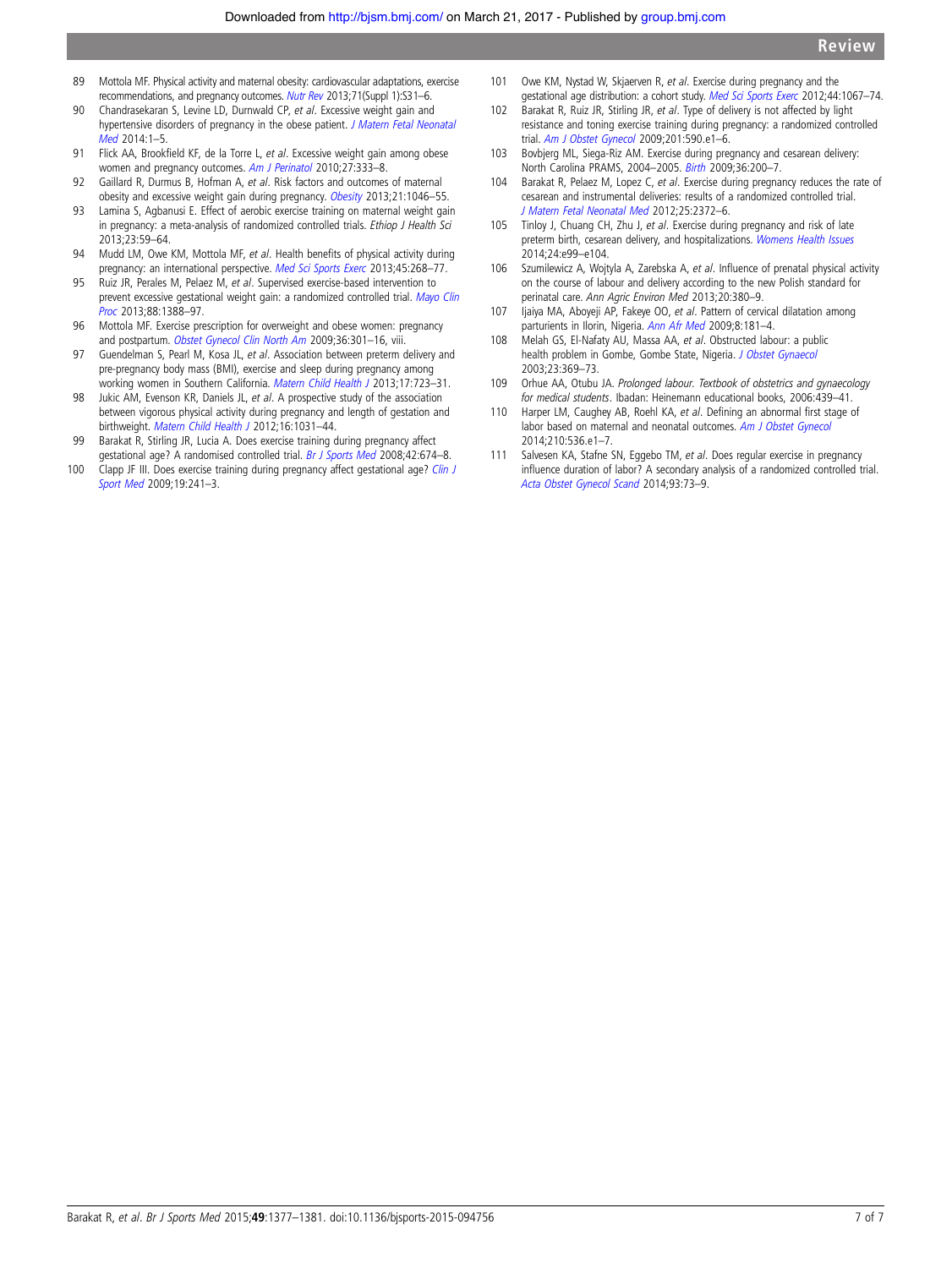89 Mottola MF. Physical activity and maternal obesity: cardiovascular adaptations, exercise recommendations, and pregnancy outcomes. *Nutr Rev* 2013;71(Suppl 1):S31–6.

90 Chandrasekaran S, Levine LD, Durnwald CP, *et al*. Excessive weight gain and hypertensive disorders of pregnancy in the obese patient. *J Matern Fetal Neonatal Med* 2014:1–5.

91 Flick AA, Brookfield KF, de la Torre L, *et al*. Excessive weight gain among obese women and pregnancy outcomes. *Am J Perinatol* 2010;27:333–8.

92 Gaillard R, Durmus B, Hofman A, *et al*. Risk factors and outcomes of maternal obesity and excessive weight gain during pregnancy. *Obesity* 2013;21:1046–55.

93 Lamina S, Agbanusi E. Effect of aerobic exercise training on maternal weight gain in pregnancy: a meta-analysis of randomized controlled trials. *Ethiop J Health Sci* 2013;23:59–64.

94 Mudd LM, Owe KM, Mottola MF, *et al*. Health benefits of physical activity during pregnancy: an international perspective. *Med Sci Sports Exerc* 2013;45:268–77.

95 Ruiz JR, Perales M, Pelaez M, *et al*. Supervised exercise-based intervention to prevent excessive gestational weight gain: a randomized controlled trial. *Mayo Clin Proc* 2013;88:1388–97.

96 Mottola MF. Exercise prescription for overweight and obese women: pregnancy and postpartum. *Obstet Gynecol Clin North Am* 2009;36:301–16, viii.

97 Guendelman S, Pearl M, Kosa JL, *et al*. Association between preterm delivery and pre-pregnancy body mass (BMI), exercise and sleep during pregnancy among working women in Southern California. *Matern Child Health J* 2013;17:723–31.

98 Jukic AM, Evenson KR, Daniels JL, *et al*. A prospective study of the association between vigorous physical activity during pregnancy and length of gestation and birthweight. *Matern Child Health J* 2012;16:1031–44.

99 Barakat R, Stirling JR, Lucia A. Does exercise training during pregnancy affect gestational age? A randomised controlled trial. *Br J Sports Med* 2008;42:674–8.

100 Clapp JF III. Does exercise training during pregnancy affect gestational age? *Clin J Sport Med* 2009;19:241–3.

101 Owe KM, Nystad W, Skjaerven R, *et al*. Exercise during pregnancy and the gestational age distribution: a cohort study. *Med Sci Sports Exerc* 2012;44:1067–74.

102 Barakat R, Ruiz JR, Stirling JR, *et al*. Type of delivery is not affected by light resistance and toning exercise training during pregnancy: a randomized controlled trial. *Am J Obstet Gynecol* 2009;201:590.e1–6.

103 Bovbjerg ML, Siega-Riz AM. Exercise during pregnancy and cesarean delivery: North Carolina PRAMS, 2004–2005. *Birth* 2009;36:200–7.

104 Barakat R, Pelaez M, Lopez C, *et al*. Exercise during pregnancy reduces the rate of cesarean and instrumental deliveries: results of a randomized controlled trial. *J Matern Fetal Neonatal Med* 2012;25:2372–6.

105 Tinloy J, Chuang CH, Zhu J, *et al*. Exercise during pregnancy and risk of late preterm birth, cesarean delivery, and hospitalizations. *Womens Health Issues* 2014;24:e99–e104.

106 Szumilewicz A, Wojtyla A, Zarebska A, *et al*. Influence of prenatal physical activity on the course of labour and delivery according to the new Polish standard for perinatal care. *Ann Agric Environ Med* 2013;20:380–9.

107 Ijaiya MA, Aboyeji AP, Fakeye OO, *et al*. Pattern of cervical dilatation among parturients in Ilorin, Nigeria. *Ann Afr Med* 2009;8:181–4.

108 Melah GS, El-Nafaty AU, Massa AA, *et al*. Obstructed labour: a public health problem in Gombe, Gombe State, Nigeria. *J Obstet Gynaecol* 2003;23:369–73.

109 Orhue AA, Otubu JA. *Prolonged labour. Textbook of obstetrics and gynaecology for medical students*. Ibadan: Heinemann educational books, 2006:439–41.

110 Harper LM, Caughey AB, Roehl KA, *et al*. Defining an abnormal first stage of labor based on maternal and neonatal outcomes. *Am J Obstet Gynecol* 2014;210:536.e1–7.

111 Salvesen KA, Stafne SN, Eggebo TM, *et al*. Does regular exercise in pregnancy influence duration of labor? A secondary analysis of a randomized controlled trial. *Acta Obstet Gynecol Scand* 2014;93:73–9.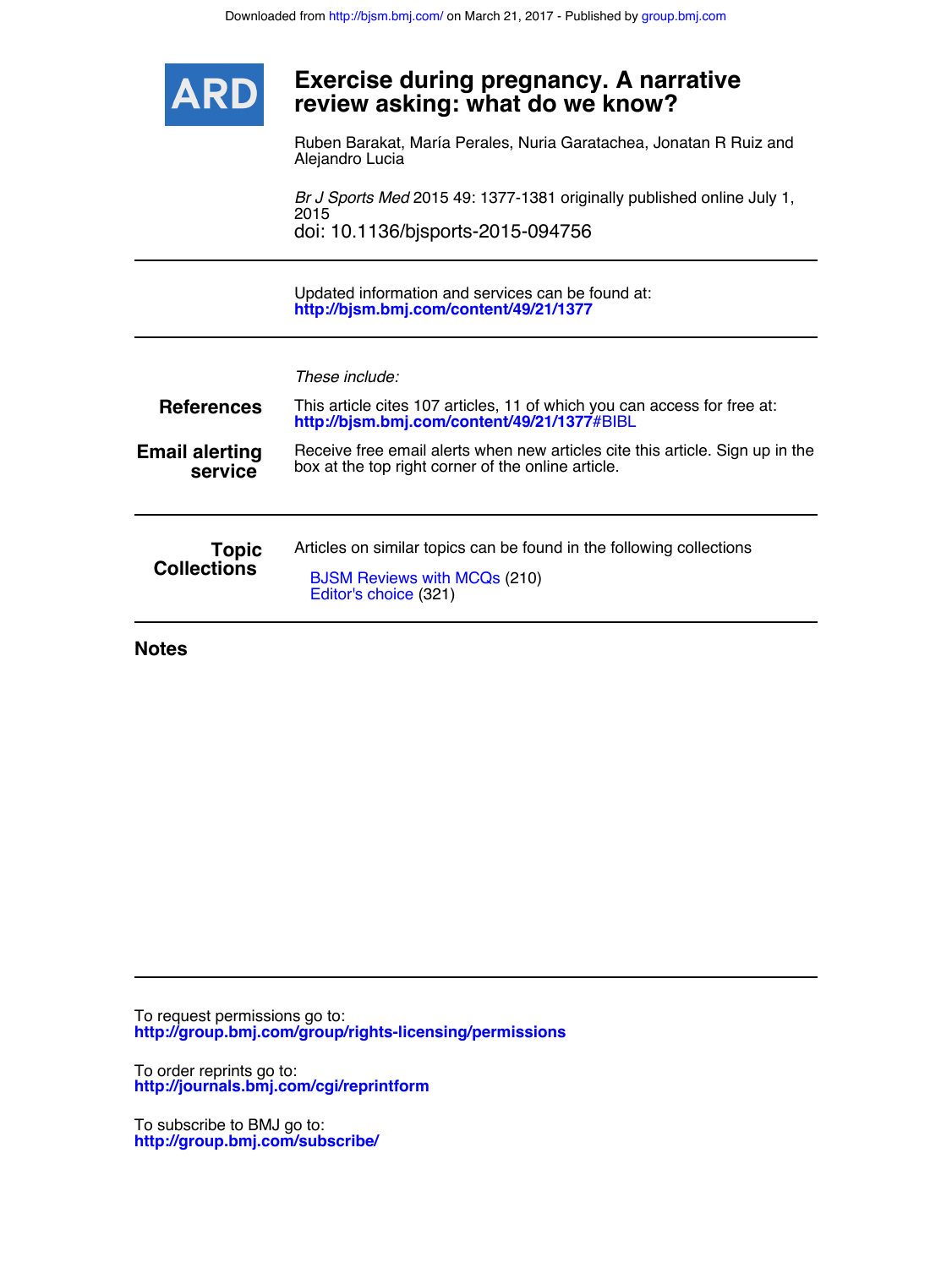Downloaded from http://bjsm.bmj.com/ on March 21, 2017 - Published by group.bmj.com

ARD

# Exercise during pregnancy. A narrative review asking: what do we know?

Ruben Barakat, María Perales, Nuria Garatachea, Jonatan R Ruiz and Alejandro Lucia

*Br J Sports Med* 2015 49: 1377-1381 originally published online July 1, 2015
doi: 10.1136/bjsports-2015-094756

Updated information and services can be found at:
**http://bjsm.bmj.com/content/49/21/1377**

*These include:*

**References**
This article cites 107 articles, 11 of which you can access for free at:
**http://bjsm.bmj.com/content/49/21/1377**#BIBL

**Email alerting service**
Receive free email alerts when new articles cite this article. Sign up in the box at the top right corner of the online article.

**Topic Collections**
Articles on similar topics can be found in the following collections

- BJSM Reviews with MCQs (210)
- Editor's choice (321)

## Notes

To request permissions go to:
**http://group.bmj.com/group/rights-licensing/permissions**

To order reprints go to:
**http://journals.bmj.com/cgi/reprintform**

To subscribe to BMJ go to:
**http://group.bmj.com/subscribe/**